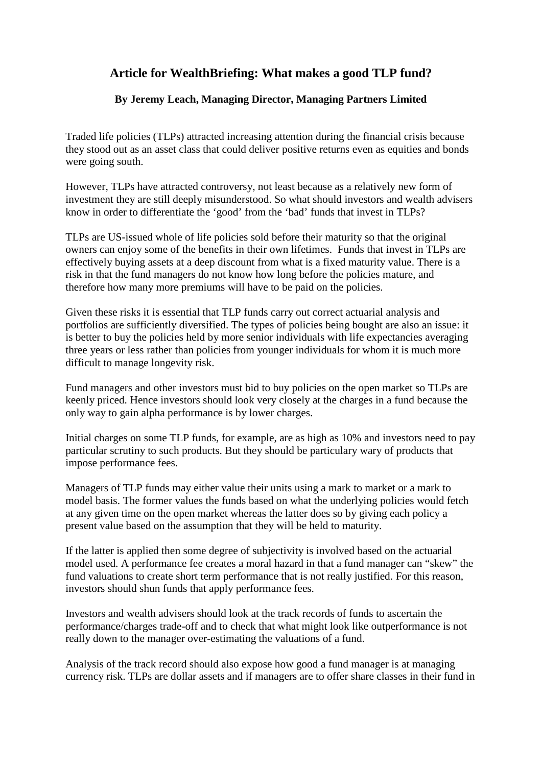# Article for WealthBriefing: What makes a good TLP fund?

**By Jeremy Leach, Managing Director, Managing Partners Limited**

Traded life policies (TLPs) attracted increasing attention during the financial crisis because they stood out as an asset class that could deliver positive returns even as equities and bonds were going south.

However, TLPs have attracted controversy, not least because as a relatively new form of investment they are still deeply misunderstood. So what should investors and wealth advisers know in order to differentiate the 'good' from the 'bad' funds that invest in TLPs?

TLPs are US-issued whole of life policies sold before their maturity so that the original owners can enjoy some of the benefits in their own lifetimes. Funds that invest in TLPs are effectively buying assets at a deep discount from what is a fixed maturity value. There is a risk in that the fund managers do not know how long before the policies mature, and therefore how many more premiums will have to be paid on the policies.

Given these risks it is essential that TLP funds carry out correct actuarial analysis and portfolios are sufficiently diversified. The types of policies being bought are also an issue: it is better to buy the policies held by more senior individuals with life expectancies averaging three years or less rather than policies from younger individuals for whom it is much more difficult to manage longevity risk.

Fund managers and other investors must bid to buy policies on the open market so TLPs are keenly priced. Hence investors should look very closely at the charges in a fund because the only way to gain alpha performance is by lower charges.

Initial charges on some TLP funds, for example, are as high as 10% and investors need to pay particular scrutiny to such products. But they should be particulary wary of products that impose performance fees.

Managers of TLP funds may either value their units using a mark to market or a mark to model basis. The former values the funds based on what the underlying policies would fetch at any given time on the open market whereas the latter does so by giving each policy a present value based on the assumption that they will be held to maturity.

If the latter is applied then some degree of subjectivity is involved based on the actuarial model used. A performance fee creates a moral hazard in that a fund manager can "skew" the fund valuations to create short term performance that is not really justified. For this reason, investors should shun funds that apply performance fees.

Investors and wealth advisers should look at the track records of funds to ascertain the performance/charges trade-off and to check that what might look like outperformance is not really down to the manager over-estimating the valuations of a fund.

Analysis of the track record should also expose how good a fund manager is at managing currency risk. TLPs are dollar assets and if managers are to offer share classes in their fund in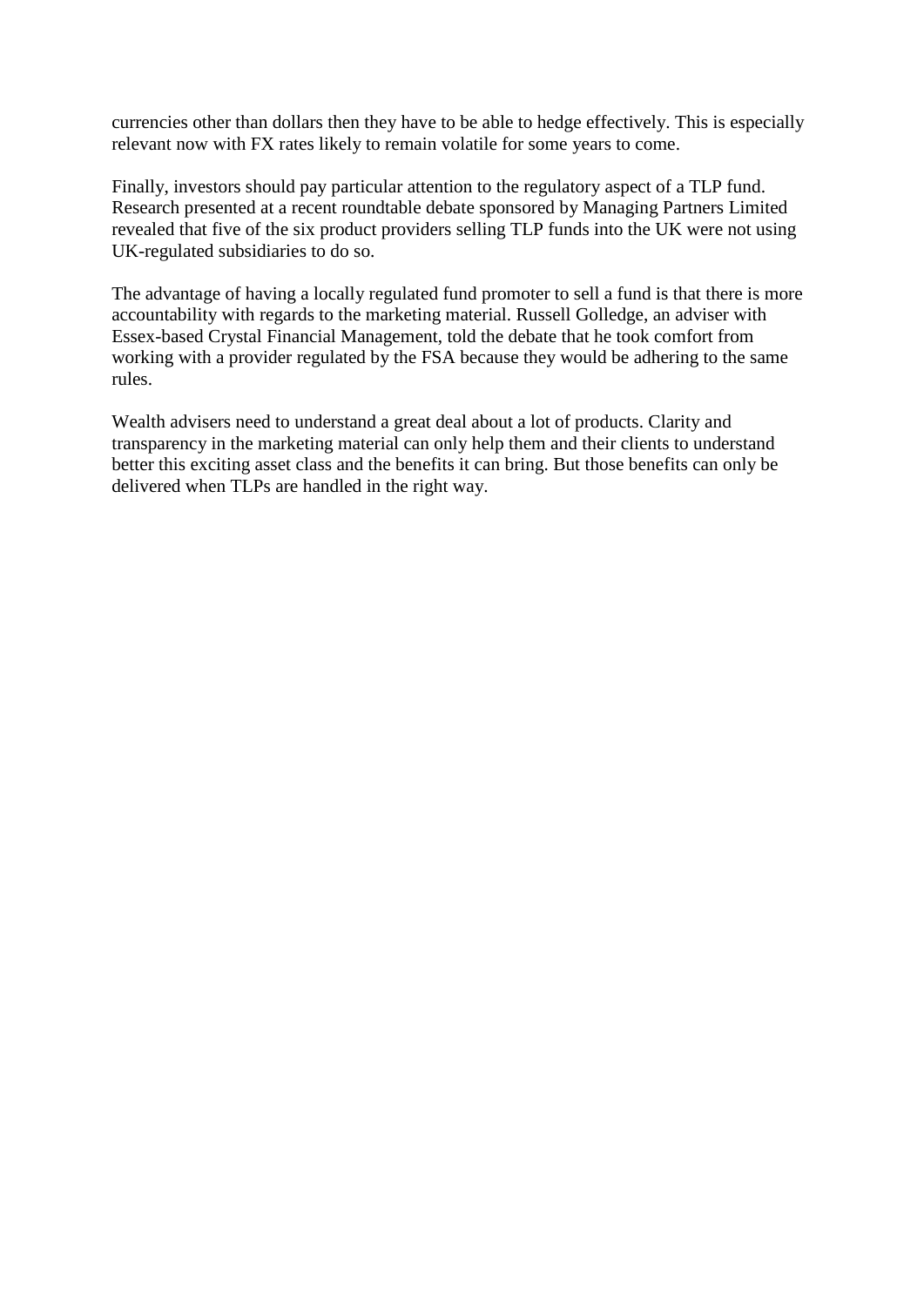currencies other than dollars then they have to be able to hedge effectively. This is especially relevant now with FX rates likely to remain volatile for some years to come.

Finally, investors should pay particular attention to the regulatory aspect of a TLP fund. Research presented at a recent roundtable debate sponsored by Managing Partners Limited revealed that five of the six product providers selling TLP funds into the UK were not using UK-regulated subsidiaries to do so.

The advantage of having a locally regulated fund promoter to sell a fund is that there is more accountability with regards to the marketing material. Russell Golledge, an adviser with Essex-based Crystal Financial Management, told the debate that he took comfort from working with a provider regulated by the FSA because they would be adhering to the same rules.

Wealth advisers need to understand a great deal about a lot of products. Clarity and transparency in the marketing material can only help them and their clients to understand better this exciting asset class and the benefits it can bring. But those benefits can only be delivered when TLPs are handled in the right way.